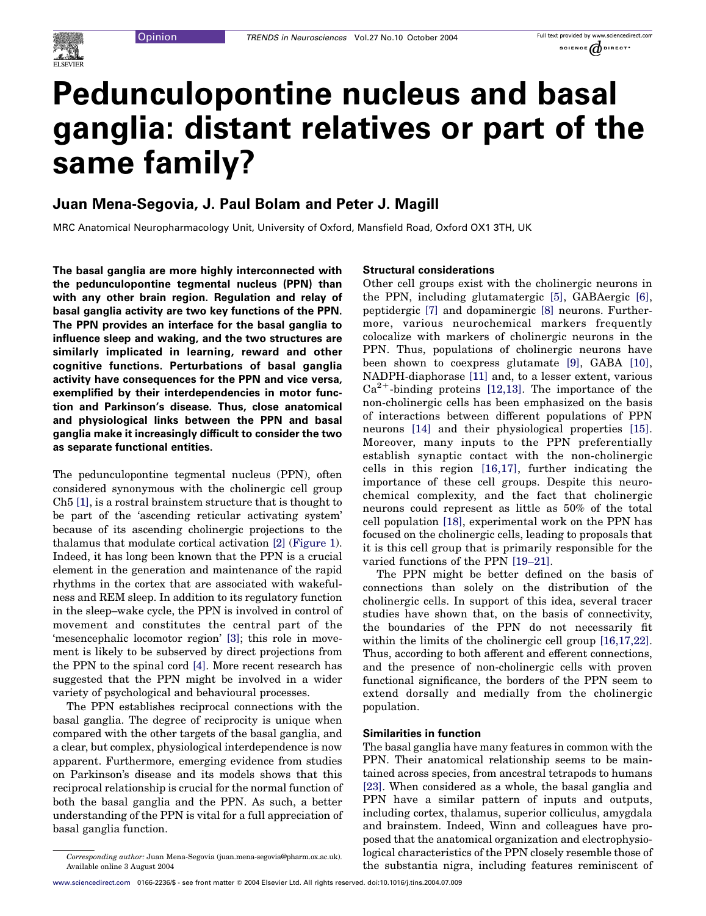Opinion

# Pedunculopontine nucleus and basal ganglia: distant relatives or part of the same family?

## Juan Mena-Segovia, J. Paul Bolam and Peter J. Magill

MRC Anatomical Neuropharmacology Unit, University of Oxford, Mansfield Road, Oxford OX1 3TH, UK

**The basal ganglia are more highly interconnected with the pedunculopontine tegmental nucleus (PPN) than with any other brain region. Regulation and relay of basal ganglia activity are two key functions of the PPN. The PPN provides an interface for the basal ganglia to influence sleep and waking, and the two structures are similarly implicated in learning, reward and other cognitive functions. Perturbations of basal ganglia activity have consequences for the PPN and vice versa, exemplified by their interdependencies in motor function and Parkinson's disease. Thus, close anatomical and physiological links between the PPN and basal ganglia make it increasingly difficult to consider the two as separate functional entities.**

The pedunculopontine tegmental nucleus (PPN), often considered synonymous with the cholinergic cell group Ch5 [1], is a rostral brainstem structure that is thought to be part of the 'ascending reticular activating system' because of its ascending cholinergic projections to the thalamus that modulate cortical activation [2] (Figure 1). Indeed, it has long been known that the PPN is a crucial element in the generation and maintenance of the rapid rhythms in the cortex that are associated with wakefulness and REM sleep. In addition to its regulatory function in the sleep–wake cycle, the PPN is involved in control of movement and constitutes the central part of the 'mesencephalic locomotor region' [3]; this role in movement is likely to be subserved by direct projections from the PPN to the spinal cord [4]. More recent research has suggested that the PPN might be involved in a wider variety of psychological and behavioural processes.

The PPN establishes reciprocal connections with the basal ganglia. The degree of reciprocity is unique when compared with the other targets of the basal ganglia, and a clear, but complex, physiological interdependence is now apparent. Furthermore, emerging evidence from studies on Parkinson's disease and its models shows that this reciprocal relationship is crucial for the normal function of both the basal ganglia and the PPN. As such, a better understanding of the PPN is vital for a full appreciation of basal ganglia function.

*Corresponding author:* Juan Mena-Segovia (juan.mena-segovia@pharm.ox.ac.uk).
Available online 3 August 2004

### Structural considerations

Other cell groups exist with the cholinergic neurons in the PPN, including glutamatergic [5], GABAergic [6], peptidergic [7] and dopaminergic [8] neurons. Furthermore, various neurochemical markers frequently colocalize with markers of cholinergic neurons in the PPN. Thus, populations of cholinergic neurons have been shown to coexpress glutamate [9], GABA [10], NADPH-diaphorase [11] and, to a lesser extent, various $Ca^{2+}$-binding proteins [12,13]. The importance of the non-cholinergic cells has been emphasized on the basis of interactions between different populations of PPN neurons [14] and their physiological properties [15]. Moreover, many inputs to the PPN preferentially establish synaptic contact with the non-cholinergic cells in this region [16,17], further indicating the importance of these cell groups. Despite this neurochemical complexity, and the fact that cholinergic neurons could represent as little as 50% of the total cell population [18], experimental work on the PPN has focused on the cholinergic cells, leading to proposals that it is this cell group that is primarily responsible for the varied functions of the PPN [19–21].

The PPN might be better defined on the basis of connections than solely on the distribution of the cholinergic cells. In support of this idea, several tracer studies have shown that, on the basis of connectivity, the boundaries of the PPN do not necessarily fit within the limits of the cholinergic cell group [16,17,22]. Thus, according to both afferent and efferent connections, and the presence of non-cholinergic cells with proven functional significance, the borders of the PPN seem to extend dorsally and medially from the cholinergic population.

### Similarities in function

The basal ganglia have many features in common with the PPN. Their anatomical relationship seems to be maintained across species, from ancestral tetrapods to humans [23]. When considered as a whole, the basal ganglia and PPN have a similar pattern of inputs and outputs, including cortex, thalamus, superior colliculus, amygdala and brainstem. Indeed, Winn and colleagues have proposed that the anatomical organization and electrophysiological characteristics of the PPN closely resemble those of the substantia nigra, including features reminiscent of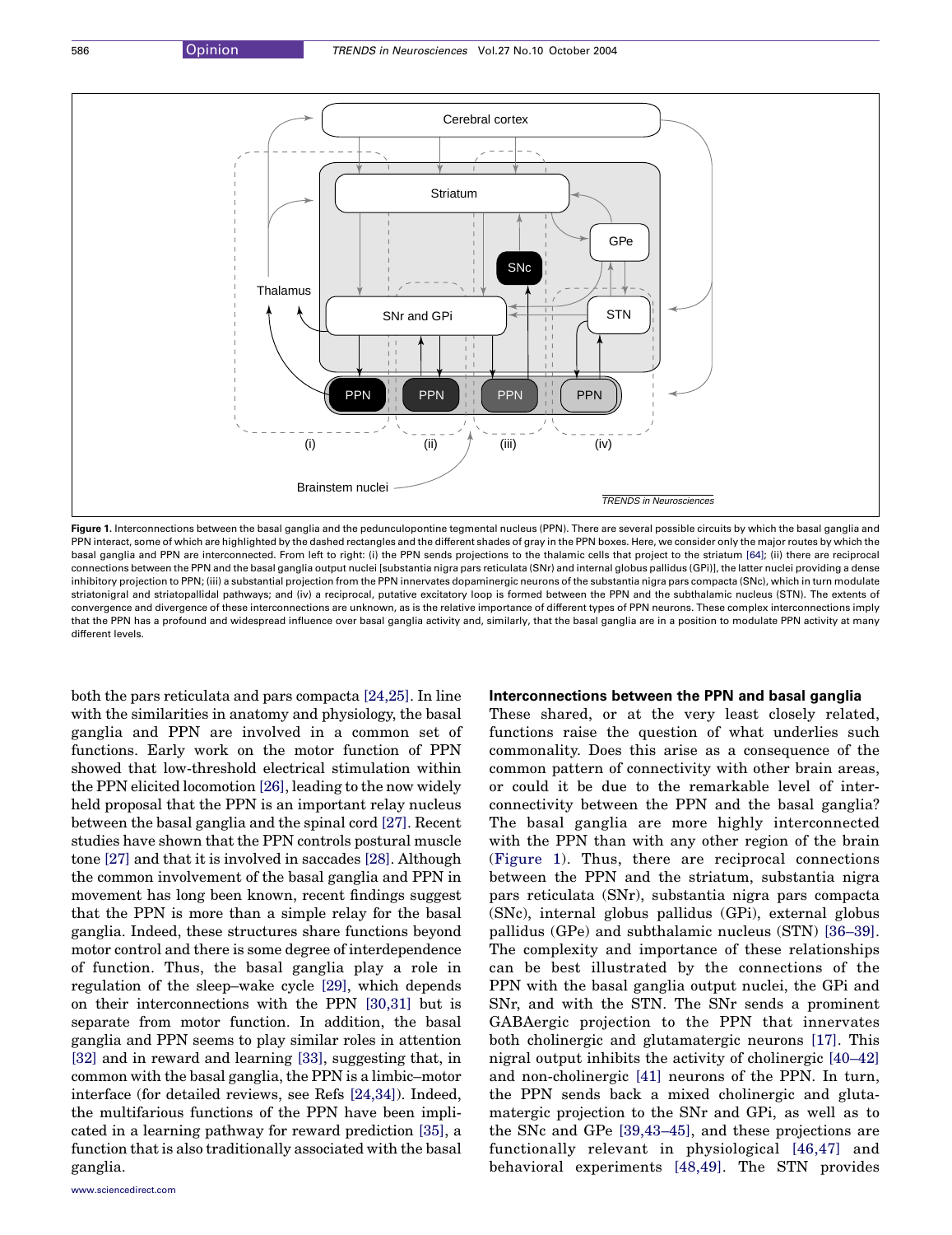**Figure 1.** Interconnections between the basal ganglia and the pedunculopontine tegmental nucleus (PPN). There are several possible circuits by which the basal ganglia and PPN interact, some of which are highlighted by the dashed rectangles and the different shades of gray in the PPN boxes. Here, we consider only the major routes by which the basal ganglia and PPN are interconnected. From left to right: (i) the PPN sends projections to the thalamic cells that project to the striatum [64]; (ii) there are reciprocal connections between the PPN and the basal ganglia output nuclei [substantia nigra pars reticulata (SNr) and internal globus pallidus (GPi)], the latter nuclei providing a dense inhibitory projection to PPN; (iii) a substantial projection from the PPN innervates dopaminergic neurons of the substantia nigra pars compacta (SNc), which in turn modulate striatonigral and striatopallidal pathways; and (iv) a reciprocal, putative excitatory loop is formed between the PPN and the subthalamic nucleus (STN). The extents of convergence and divergence of these interconnections are unknown, as is the relative importance of different types of PPN neurons. These complex interconnections imply that the PPN has a profound and widespread influence over basal ganglia activity and, similarly, that the basal ganglia are in a position to modulate PPN activity at many different levels.

both the pars reticulata and pars compacta [24,25]. In line with the similarities in anatomy and physiology, the basal ganglia and PPN are involved in a common set of functions. Early work on the motor function of PPN showed that low-threshold electrical stimulation within the PPN elicited locomotion [26], leading to the now widely held proposal that the PPN is an important relay nucleus between the basal ganglia and the spinal cord [27]. Recent studies have shown that the PPN controls postural muscle tone [27] and that it is involved in saccades [28]. Although the common involvement of the basal ganglia and PPN in movement has long been known, recent findings suggest that the PPN is more than a simple relay for the basal ganglia. Indeed, these structures share functions beyond motor control and there is some degree of interdependence of function. Thus, the basal ganglia play a role in regulation of the sleep–wake cycle [29], which depends on their interconnections with the PPN [30,31] but is separate from motor function. In addition, the basal ganglia and PPN seems to play similar roles in attention [32] and in reward and learning [33], suggesting that, in common with the basal ganglia, the PPN is a limbic–motor interface (for detailed reviews, see Refs [24,34]). Indeed, the multifarious functions of the PPN have been implicated in a learning pathway for reward prediction [35], a function that is also traditionally associated with the basal ganglia.

### Interconnections between the PPN and basal ganglia

These shared, or at the very least closely related, functions raise the question of what underlies such commonality. Does this arise as a consequence of the common pattern of connectivity with other brain areas, or could it be due to the remarkable level of interconnectivity between the PPN and the basal ganglia? The basal ganglia are more highly interconnected with the PPN than with any other region of the brain (Figure 1). Thus, there are reciprocal connections between the PPN and the striatum, substantia nigra pars reticulata (SNr), substantia nigra pars compacta (SNc), internal globus pallidus (GPi), external globus pallidus (GPe) and subthalamic nucleus (STN) [36–39]. The complexity and importance of these relationships can be best illustrated by the connections of the PPN with the basal ganglia output nuclei, the GPi and SNr, and with the STN. The SNr sends a prominent GABAergic projection to the PPN that innervates both cholinergic and glutamatergic neurons [17]. This nigral output inhibits the activity of cholinergic [40–42] and non-cholinergic [41] neurons of the PPN. In turn, the PPN sends back a mixed cholinergic and glutamatergic projection to the SNr and GPi, as well as to the SNc and GPe [39,43–45], and these projections are functionally relevant in physiological [46,47] and behavioral experiments [48,49]. The STN provides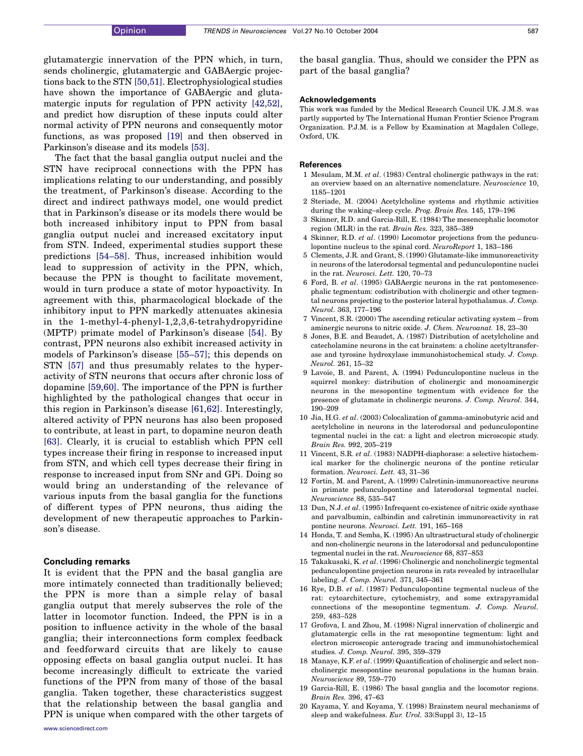glutamatergic innervation of the PPN which, in turn, sends cholinergic, glutamatergic and GABAergic projections back to the STN [50,51]. Electrophysiological studies have shown the importance of GABAergic and glutamatergic inputs for regulation of PPN activity [42,52], and predict how disruption of these inputs could alter normal activity of PPN neurons and consequently motor functions, as was proposed [19] and then observed in Parkinson's disease and its models [53].

The fact that the basal ganglia output nuclei and the STN have reciprocal connections with the PPN has implications relating to our understanding, and possibly the treatment, of Parkinson's disease. According to the direct and indirect pathways model, one would predict that in Parkinson's disease or its models there would be both increased inhibitory input to PPN from basal ganglia output nuclei and increased excitatory input from STN. Indeed, experimental studies support these predictions [54–58]. Thus, increased inhibition would lead to suppression of activity in the PPN, which, because the PPN is thought to facilitate movement, would in turn produce a state of motor hypoactivity. In agreement with this, pharmacological blockade of the inhibitory input to PPN markedly attenuates akinesia in the 1-methyl-4-phenyl-1,2,3,6-tetrahydropyridine (MPTP) primate model of Parkinson's disease [54]. By contrast, PPN neurons also exhibit increased activity in models of Parkinson's disease [55–57]; this depends on STN [57] and thus presumably relates to the hyperactivity of STN neurons that occurs after chronic loss of dopamine [59,60]. The importance of the PPN is further highlighted by the pathological changes that occur in this region in Parkinson's disease [61,62]. Interestingly, altered activity of PPN neurons has also been proposed to contribute, at least in part, to dopamine neuron death [63]. Clearly, it is crucial to establish which PPN cell types increase their firing in response to increased input from STN, and which cell types decrease their firing in response to increased input from SNr and GPi. Doing so would bring an understanding of the relevance of various inputs from the basal ganglia for the functions of different types of PPN neurons, thus aiding the development of new therapeutic approaches to Parkinson's disease.

## Concluding remarks

It is evident that the PPN and the basal ganglia are more intimately connected than traditionally believed; the PPN is more than a simple relay of basal ganglia output that merely subserves the role of the latter in locomotor function. Indeed, the PPN is in a position to influence activity in the whole of the basal ganglia; their interconnections form complex feedback and feedforward circuits that are likely to cause opposing effects on basal ganglia output nuclei. It has become increasingly difficult to extricate the varied functions of the PPN from many of those of the basal ganglia. Taken together, these characteristics suggest that the relationship between the basal ganglia and PPN is unique when compared with the other targets of the basal ganglia. Thus, should we consider the PPN as part of the basal ganglia?

### Acknowledgements

This work was funded by the Medical Research Council UK. J.M.S. was partly supported by The International Human Frontier Science Program Organization. P.J.M. is a Fellow by Examination at Magdalen College, Oxford, UK.

### References

1 Mesulam, M.M. *et al*. (1983) Central cholinergic pathways in the rat: an overview based on an alternative nomenclature. *Neuroscience* 10, 1185–1201

2 Steriade, M. (2004) Acetylcholine systems and rhythmic activities during the waking–sleep cycle. *Prog. Brain Res.* 145, 179–196

3 Skinner, R.D. and Garcia-Rill, E. (1984) The mesencephalic locomotor region (MLR) in the rat. *Brain Res.* 323, 385–389

4 Skinner, R.D. *et al*. (1990) Locomotor projections from the pedunculopontine nucleus to the spinal cord. *NeuroReport* 1, 183–186

5 Clements, J.R. and Grant, S. (1990) Glutamate-like immunoreactivity in neurons of the laterodorsal tegmental and pedunculopontine nuclei in the rat. *Neurosci. Lett.* 120, 70–73

6 Ford, B. *et al*. (1995) GABAergic neurons in the rat pontomesencephalic tegmentum: codistribution with cholinergic and other tegmental neurons projecting to the posterior lateral hypothalamus. *J. Comp. Neurol.* 363, 177–196

7 Vincent, S.R. (2000) The ascending reticular activating system – from aminergic neurons to nitric oxide. *J. Chem. Neuroanat.* 18, 23–30

8 Jones, B.E. and Beaudet, A. (1987) Distribution of acetylcholine and catecholamine neurons in the cat brainstem: a choline acetyltransferase and tyrosine hydroxylase immunohistochemical study. *J. Comp. Neurol.* 261, 15–32

9 Lavoie, B. and Parent, A. (1994) Pedunculopontine nucleus in the squirrel monkey: distribution of cholinergic and monoaminergic neurons in the mesopontine tegmentum with evidence for the presence of glutamate in cholinergic neurons. *J. Comp. Neurol.* 344, 190–209

10 Jia, H.G. *et al*. (2003) Colocalization of gamma-aminobutyric acid and acetylcholine in neurons in the laterodorsal and pedunculopontine tegmental nuclei in the cat: a light and electron microscopic study. *Brain Res.* 992, 205–219

11 Vincent, S.R. *et al*. (1983) NADPH-diaphorase: a selective histochemical marker for the cholinergic neurons of the pontine reticular formation. *Neurosci. Lett.* 43, 31–36

12 Fortin, M. and Parent, A. (1999) Calretinin-immunoreactive neurons in primate pedunculopontine and laterodorsal tegmental nuclei. *Neuroscience* 88, 535–547

13 Dun, N.J. *et al*. (1995) Infrequent co-existence of nitric oxide synthase and parvalbumin, calbindin and calretinin immunoreactivity in rat pontine neurons. *Neurosci. Lett.* 191, 165–168

14 Honda, T. and Semba, K. (1995) An ultrastructural study of cholinergic and non-cholinergic neurons in the laterodorsal and pedunculopontine tegmental nuclei in the rat. *Neuroscience* 68, 837–853

15 Takakusaki, K. *et al*. (1996) Cholinergic and noncholinergic tegmental pedunculopontine projection neurons in rats revealed by intracellular labeling. *J. Comp. Neurol.* 371, 345–361

16 Rye, D.B. *et al*. (1987) Pedunculopontine tegmental nucleus of the rat: cytoarchitecture, cytochemistry, and some extrapyramidal connections of the mesopontine tegmentum. *J. Comp. Neurol.* 259, 483–528

17 Grofova, I. and Zhou, M. (1998) Nigral innervation of cholinergic and glutamatergic cells in the rat mesopontine tegmentum: light and electron microscopic anterograde tracing and immunohistochemical studies. *J. Comp. Neurol.* 395, 359–379

18 Manaye, K.F. *et al*. (1999) Quantification of cholinergic and select non-cholinergic mesopontine neuronal populations in the human brain. *Neuroscience* 89, 759–770

19 Garcia-Rill, E. (1986) The basal ganglia and the locomotor regions. *Brain Res.* 396, 47–63

20 Kayama, Y. and Koyama, Y. (1998) Brainstem neural mechanisms of sleep and wakefulness. *Eur. Urol.* 33(Suppl 3), 12–15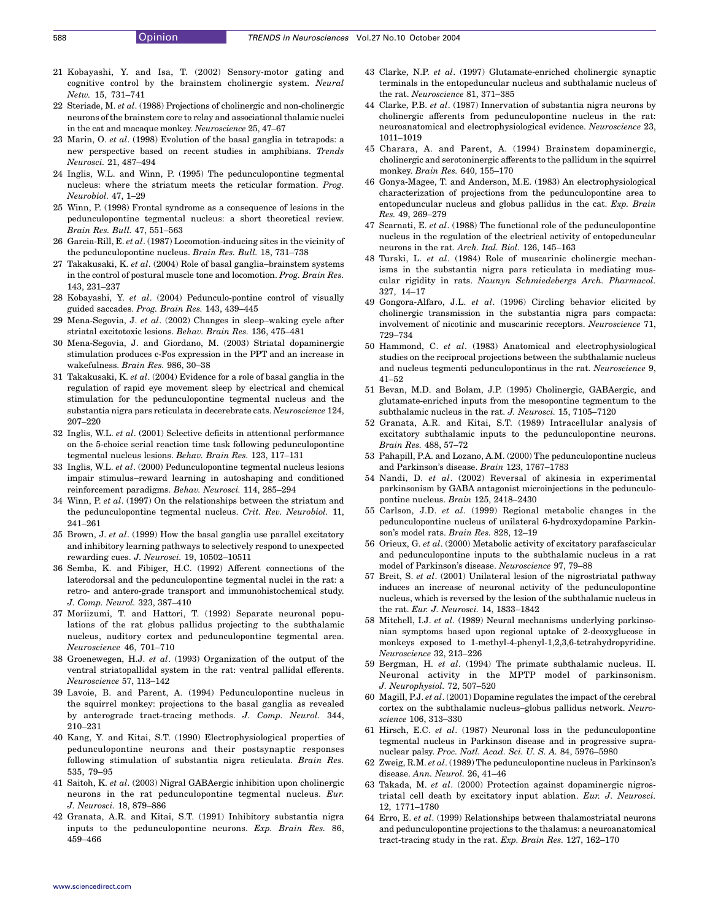21 Kobayashi, Y. and Isa, T. (2002) Sensory-motor gating and cognitive control by the brainstem cholinergic system. *Neural Netw.* 15, 731–741

22 Steriade, M. *et al*. (1988) Projections of cholinergic and non-cholinergic neurons of the brainstem core to relay and associational thalamic nuclei in the cat and macaque monkey. *Neuroscience* 25, 47–67

23 Marin, O. *et al*. (1998) Evolution of the basal ganglia in tetrapods: a new perspective based on recent studies in amphibians. *Trends Neurosci.* 21, 487–494

24 Inglis, W.L. and Winn, P. (1995) The pedunculopontine tegmental nucleus: where the striatum meets the reticular formation. *Prog. Neurobiol.* 47, 1–29

25 Winn, P. (1998) Frontal syndrome as a consequence of lesions in the pedunculopontine tegmental nucleus: a short theoretical review. *Brain Res. Bull.* 47, 551–563

26 Garcia-Rill, E. *et al*. (1987) Locomotion-inducing sites in the vicinity of the pedunculopontine nucleus. *Brain Res. Bull.* 18, 731–738

27 Takakusaki, K. *et al*. (2004) Role of basal ganglia–brainstem systems in the control of postural muscle tone and locomotion. *Prog. Brain Res.* 143, 231–237

28 Kobayashi, Y. *et al*. (2004) Pedunculo-pontine control of visually guided saccades. *Prog. Brain Res.* 143, 439–445

29 Mena-Segovia, J. *et al*. (2002) Changes in sleep–waking cycle after striatal excitotoxic lesions. *Behav. Brain Res.* 136, 475–481

30 Mena-Segovia, J. and Giordano, M. (2003) Striatal dopaminergic stimulation produces c-Fos expression in the PPT and an increase in wakefulness. *Brain Res.* 986, 30–38

31 Takakusaki, K. *et al*. (2004) Evidence for a role of basal ganglia in the regulation of rapid eye movement sleep by electrical and chemical stimulation for the pedunculopontine tegmental nucleus and the substantia nigra pars reticulata in decerebrate cats. *Neuroscience* 124, 207–220

32 Inglis, W.L. *et al*. (2001) Selective deficits in attentional performance on the 5-choice serial reaction time task following pedunculopontine tegmental nucleus lesions. *Behav. Brain Res.* 123, 117–131

33 Inglis, W.L. *et al*. (2000) Pedunculopontine tegmental nucleus lesions impair stimulus–reward learning in autoshaping and conditioned reinforcement paradigms. *Behav. Neurosci.* 114, 285–294

34 Winn, P. *et al*. (1997) On the relationships between the striatum and the pedunculopontine tegmental nucleus. *Crit. Rev. Neurobiol.* 11, 241–261

35 Brown, J. *et al*. (1999) How the basal ganglia use parallel excitatory and inhibitory learning pathways to selectively respond to unexpected rewarding cues. *J. Neurosci.* 19, 10502–10511

36 Semba, K. and Fibiger, H.C. (1992) Afferent connections of the laterodorsal and the pedunculopontine tegmental nuclei in the rat: a retro- and antero-grade transport and immunohistochemical study. *J. Comp. Neurol.* 323, 387–410

37 Moriizumi, T. and Hattori, T. (1992) Separate neuronal populations of the rat globus pallidus projecting to the subthalamic nucleus, auditory cortex and pedunculopontine tegmental area. *Neuroscience* 46, 701–710

38 Groenewegen, H.J. *et al*. (1993) Organization of the output of the ventral striatopallidal system in the rat: ventral pallidal efferents. *Neuroscience* 57, 113–142

39 Lavoie, B. and Parent, A. (1994) Pedunculopontine nucleus in the squirrel monkey: projections to the basal ganglia as revealed by anterograde tract-tracing methods. *J. Comp. Neurol.* 344, 210–231

40 Kang, Y. and Kitai, S.T. (1990) Electrophysiological properties of pedunculopontine neurons and their postsynaptic responses following stimulation of substantia nigra reticulata. *Brain Res.* 535, 79–95

41 Saitoh, K. *et al*. (2003) Nigral GABAergic inhibition upon cholinergic neurons in the rat pedunculopontine tegmental nucleus. *Eur. J. Neurosci.* 18, 879–886

42 Granata, A.R. and Kitai, S.T. (1991) Inhibitory substantia nigra inputs to the pedunculopontine neurons. *Exp. Brain Res.* 86, 459–466

43 Clarke, N.P. *et al*. (1997) Glutamate-enriched cholinergic synaptic terminals in the entopeduncular nucleus and subthalamic nucleus of the rat. *Neuroscience* 81, 371–385

44 Clarke, P.B. *et al*. (1987) Innervation of substantia nigra neurons by cholinergic afferents from pedunculopontine nucleus in the rat: neuroanatomical and electrophysiological evidence. *Neuroscience* 23, 1011–1019

45 Charara, A. and Parent, A. (1994) Brainstem dopaminergic, cholinergic and serotoninergic afferents to the pallidum in the squirrel monkey. *Brain Res.* 640, 155–170

46 Gonya-Magee, T. and Anderson, M.E. (1983) An electrophysiological characterization of projections from the pedunculopontine area to entopeduncular nucleus and globus pallidus in the cat. *Exp. Brain Res.* 49, 269–279

47 Scarnati, E. *et al*. (1988) The functional role of the pedunculopontine nucleus in the regulation of the electrical activity of entopeduncular neurons in the rat. *Arch. Ital. Biol.* 126, 145–163

48 Turski, L. *et al*. (1984) Role of muscarinic cholinergic mechanisms in the substantia nigra pars reticulata in mediating muscular rigidity in rats. *Naunyn Schmiedebergs Arch. Pharmacol.* 327, 14–17

49 Gongora-Alfaro, J.L. *et al*. (1996) Circling behavior elicited by cholinergic transmission in the substantia nigra pars compacta: involvement of nicotinic and muscarinic receptors. *Neuroscience* 71, 729–734

50 Hammond, C. *et al*. (1983) Anatomical and electrophysiological studies on the reciprocal projections between the subthalamic nucleus and nucleus tegmenti pedunculopontinus in the rat. *Neuroscience* 9, 41–52

51 Bevan, M.D. and Bolam, J.P. (1995) Cholinergic, GABAergic, and glutamate-enriched inputs from the mesopontine tegmentum to the subthalamic nucleus in the rat. *J. Neurosci.* 15, 7105–7120

52 Granata, A.R. and Kitai, S.T. (1989) Intracellular analysis of excitatory subthalamic inputs to the pedunculopontine neurons. *Brain Res.* 488, 57–72

53 Pahapill, P.A. and Lozano, A.M. (2000) The pedunculopontine nucleus and Parkinson's disease. *Brain* 123, 1767–1783

54 Nandi, D. *et al*. (2002) Reversal of akinesia in experimental parkinsonism by GABA antagonist microinjections in the pedunculopontine nucleus. *Brain* 125, 2418–2430

55 Carlson, J.D. *et al*. (1999) Regional metabolic changes in the pedunculopontine nucleus of unilateral 6-hydroxydopamine Parkinson's model rats. *Brain Res.* 828, 12–19

56 Orieux, G. *et al*. (2000) Metabolic activity of excitatory parafascicular and pedunculopontine inputs to the subthalamic nucleus in a rat model of Parkinson's disease. *Neuroscience* 97, 79–88

57 Breit, S. *et al*. (2001) Unilateral lesion of the nigrostriatal pathway induces an increase of neuronal activity of the pedunculopontine nucleus, which is reversed by the lesion of the subthalamic nucleus in the rat. *Eur. J. Neurosci.* 14, 1833–1842

58 Mitchell, I.J. *et al*. (1989) Neural mechanisms underlying parkinsonian symptoms based upon regional uptake of 2-deoxyglucose in monkeys exposed to 1-methyl-4-phenyl-1,2,3,6-tetrahydropyridine. *Neuroscience* 32, 213–226

59 Bergman, H. *et al*. (1994) The primate subthalamic nucleus. II. Neuronal activity in the MPTP model of parkinsonism. *J. Neurophysiol.* 72, 507–520

60 Magill, P.J. *et al*. (2001) Dopamine regulates the impact of the cerebral cortex on the subthalamic nucleus–globus pallidus network. *Neuroscience* 106, 313–330

61 Hirsch, E.C. *et al*. (1987) Neuronal loss in the pedunculopontine tegmental nucleus in Parkinson disease and in progressive supranuclear palsy. *Proc. Natl. Acad. Sci. U. S. A.* 84, 5976–5980

62 Zweig, R.M. *et al*. (1989) The pedunculopontine nucleus in Parkinson's disease. *Ann. Neurol.* 26, 41–46

63 Takada, M. *et al*. (2000) Protection against dopaminergic nigrostriatal cell death by excitatory input ablation. *Eur. J. Neurosci.* 12, 1771–1780

64 Erro, E. *et al*. (1999) Relationships between thalamostriatal neurons and pedunculopontine projections to the thalamus: a neuroanatomical tract-tracing study in the rat. *Exp. Brain Res.* 127, 162–170